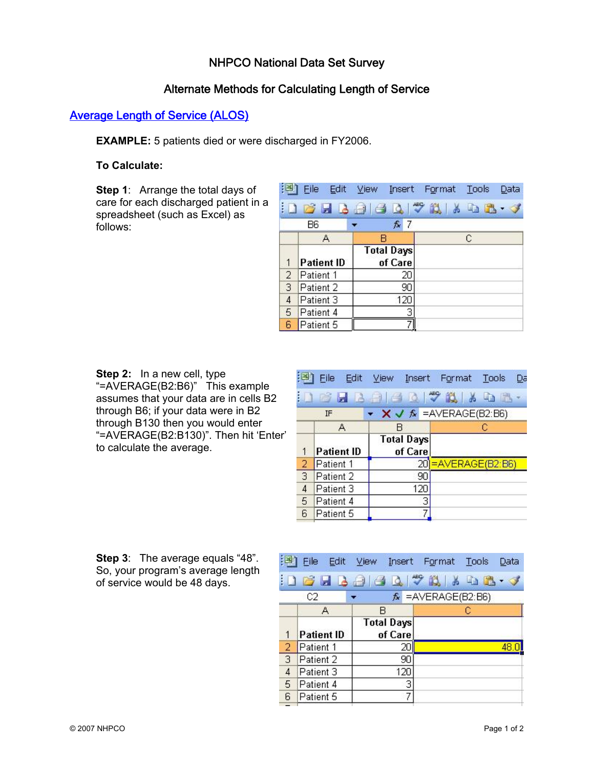NHPCO National Data Set Survey

Alternate Methods for Calculating Length of Service

## Average Length of Service (ALOS)

**EXAMPLE:** 5 patients died or were discharged in FY2006.

**To Calculate:**

**Step 1**: Arrange the total days of care for each discharged patient in a spreadsheet (such as Excel) as follows:

| | A | B | C |
|---|---|---|---|
| 1 | Patient ID | Total Days of Care | |
| 2 | Patient 1 | 20 | |
| 3 | Patient 2 | 90 | |
| 4 | Patient 3 | 120 | |
| 5 | Patient 4 | 3 | |
| 6 | Patient 5 | 7 | |

**Step 2**: In a new cell, type "=AVERAGE(B2:B6)" This example assumes that your data are in cells B2 through B6; if your data were in B2 through B130 then you would enter "=AVERAGE(B2:B130)". Then hit 'Enter' to calculate the average.

| | A | B | C |
|---|---|---|---|
| 1 | Patient ID | Total Days of Care | |
| 2 | Patient 1 | 20 | =AVERAGE(B2:B6) |
| 3 | Patient 2 | 90 | |
| 4 | Patient 3 | 120 | |
| 5 | Patient 4 | 3 | |
| 6 | Patient 5 | 7 | |

**Step 3**: The average equals "48". So, your program's average length of service would be 48 days.

| | A | B | C |
|---|---|---|---|
| 1 | Patient ID | Total Days of Care | |
| 2 | Patient 1 | 20 | 48.0 |
| 3 | Patient 2 | 90 | |
| 4 | Patient 3 | 120 | |
| 5 | Patient 4 | 3 | |
| 6 | Patient 5 | 7 | |

© 2007 NHPCO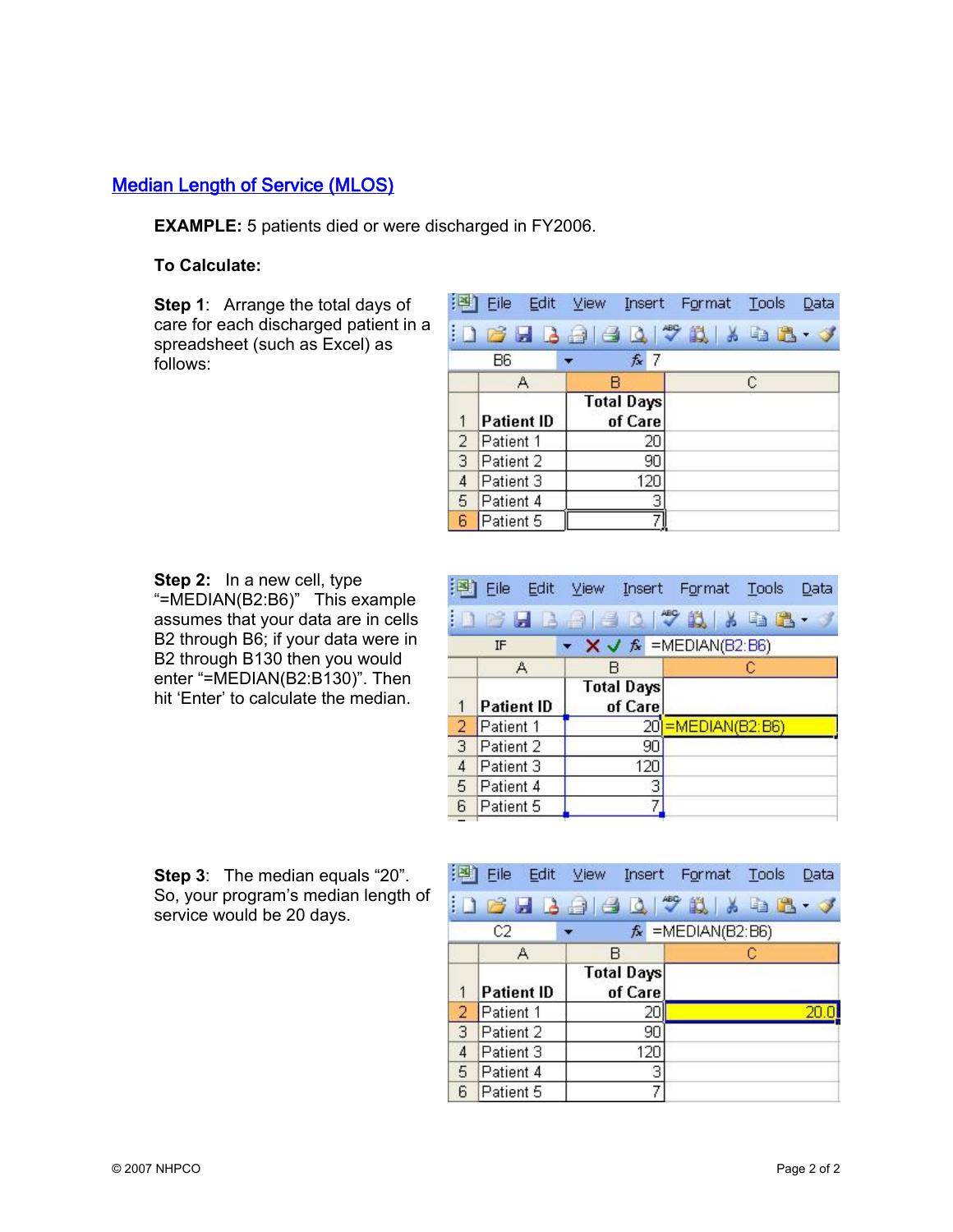## Median Length of Service (MLOS)

**EXAMPLE:** 5 patients died or were discharged in FY2006.

**To Calculate:**

**Step 1**: Arrange the total days of care for each discharged patient in a spreadsheet (such as Excel) as follows:

| | A | B | C |
|---|---|---|---|
| 1 | Patient ID | Total Days of Care | |
| 2 | Patient 1 | 20 | |
| 3 | Patient 2 | 90 | |
| 4 | Patient 3 | 120 | |
| 5 | Patient 4 | 3 | |
| 6 | Patient 5 | 7 | |

**Step 2:** In a new cell, type "=MEDIAN(B2:B6)" This example assumes that your data are in cells B2 through B6; if your data were in B2 through B130 then you would enter "=MEDIAN(B2:B130)". Then hit 'Enter' to calculate the median.

| | A | B | C |
|---|---|---|---|
| 1 | Patient ID | Total Days of Care | |
| 2 | Patient 1 | 20 | =MEDIAN(B2:B6) |
| 3 | Patient 2 | 90 | |
| 4 | Patient 3 | 120 | |
| 5 | Patient 4 | 3 | |
| 6 | Patient 5 | 7 | |

**Step 3**: The median equals "20". So, your program's median length of service would be 20 days.

| | A | B | C |
|---|---|---|---|
| 1 | Patient ID | Total Days of Care | |
| 2 | Patient 1 | 20 | 20.0 |
| 3 | Patient 2 | 90 | |
| 4 | Patient 3 | 120 | |
| 5 | Patient 4 | 3 | |
| 6 | Patient 5 | 7 | |

© 2007 NHPCO